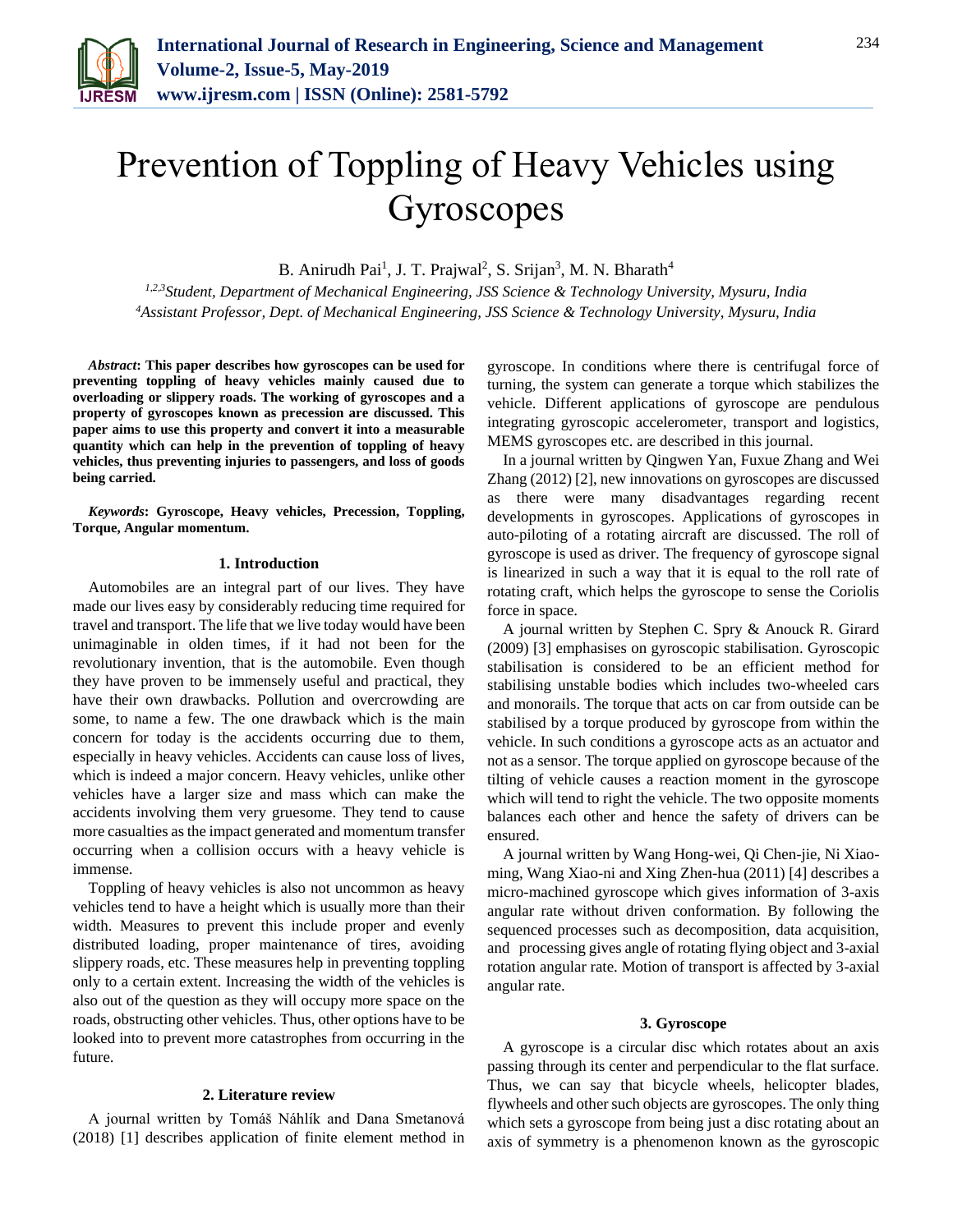# Prevention of Toppling of Heavy Vehicles using Gyroscopes

B. Anirudh Pai[1], J. T. Prajwal[2], S. Srijan[3], M. N. Bharath[4]

[1,2,3]*Student, Department of Mechanical Engineering, JSS Science & Technology University, Mysuru, India*
[4]*Assistant Professor, Dept. of Mechanical Engineering, JSS Science & Technology University, Mysuru, India*

***Abstract*: This paper describes how gyroscopes can be used for preventing toppling of heavy vehicles mainly caused due to overloading or slippery roads. The working of gyroscopes and a property of gyroscopes known as precession are discussed. This paper aims to use this property and convert it into a measurable quantity which can help in the prevention of toppling of heavy vehicles, thus preventing injuries to passengers, and loss of goods being carried.**

***Keywords*: Gyroscope, Heavy vehicles, Precession, Toppling, Torque, Angular momentum.**

## 1. Introduction

Automobiles are an integral part of our lives. They have made our lives easy by considerably reducing time required for travel and transport. The life that we live today would have been unimaginable in olden times, if it had not been for the revolutionary invention, that is the automobile. Even though they have proven to be immensely useful and practical, they have their own drawbacks. Pollution and overcrowding are some, to name a few. The one drawback which is the main concern for today is the accidents occurring due to them, especially in heavy vehicles. Accidents can cause loss of lives, which is indeed a major concern. Heavy vehicles, unlike other vehicles have a larger size and mass which can make the accidents involving them very gruesome. They tend to cause more casualties as the impact generated and momentum transfer occurring when a collision occurs with a heavy vehicle is immense.

Toppling of heavy vehicles is also not uncommon as heavy vehicles tend to have a height which is usually more than their width. Measures to prevent this include proper and evenly distributed loading, proper maintenance of tires, avoiding slippery roads, etc. These measures help in preventing toppling only to a certain extent. Increasing the width of the vehicles is also out of the question as they will occupy more space on the roads, obstructing other vehicles. Thus, other options have to be looked into to prevent more catastrophes from occurring in the future.

## 2. Literature review

A journal written by Tomáš Náhlík and Dana Smetanová (2018) [1] describes application of finite element method in gyroscope. In conditions where there is centrifugal force of turning, the system can generate a torque which stabilizes the vehicle. Different applications of gyroscope are pendulous integrating gyroscopic accelerometer, transport and logistics, MEMS gyroscopes etc. are described in this journal.

In a journal written by Qingwen Yan, Fuxue Zhang and Wei Zhang (2012) [2], new innovations on gyroscopes are discussed as there were many disadvantages regarding recent developments in gyroscopes. Applications of gyroscopes in auto-piloting of a rotating aircraft are discussed. The roll of gyroscope is used as driver. The frequency of gyroscope signal is linearized in such a way that it is equal to the roll rate of rotating craft, which helps the gyroscope to sense the Coriolis force in space.

A journal written by Stephen C. Spry & Anouck R. Girard (2009) [3] emphasises on gyroscopic stabilisation. Gyroscopic stabilisation is considered to be an efficient method for stabilising unstable bodies which includes two-wheeled cars and monorails. The torque that acts on car from outside can be stabilised by a torque produced by gyroscope from within the vehicle. In such conditions a gyroscope acts as an actuator and not as a sensor. The torque applied on gyroscope because of the tilting of vehicle causes a reaction moment in the gyroscope which will tend to right the vehicle. The two opposite moments balances each other and hence the safety of drivers can be ensured.

A journal written by Wang Hong-wei, Qi Chen-jie, Ni Xiao-ming, Wang Xiao-ni and Xing Zhen-hua (2011) [4] describes a micro-machined gyroscope which gives information of 3-axis angular rate without driven conformation. By following the sequenced processes such as decomposition, data acquisition, and processing gives angle of rotating flying object and 3-axial rotation angular rate. Motion of transport is affected by 3-axial angular rate.

## 3. Gyroscope

A gyroscope is a circular disc which rotates about an axis passing through its center and perpendicular to the flat surface. Thus, we can say that bicycle wheels, helicopter blades, flywheels and other such objects are gyroscopes. The only thing which sets a gyroscope from being just a disc rotating about an axis of symmetry is a phenomenon known as the gyroscopic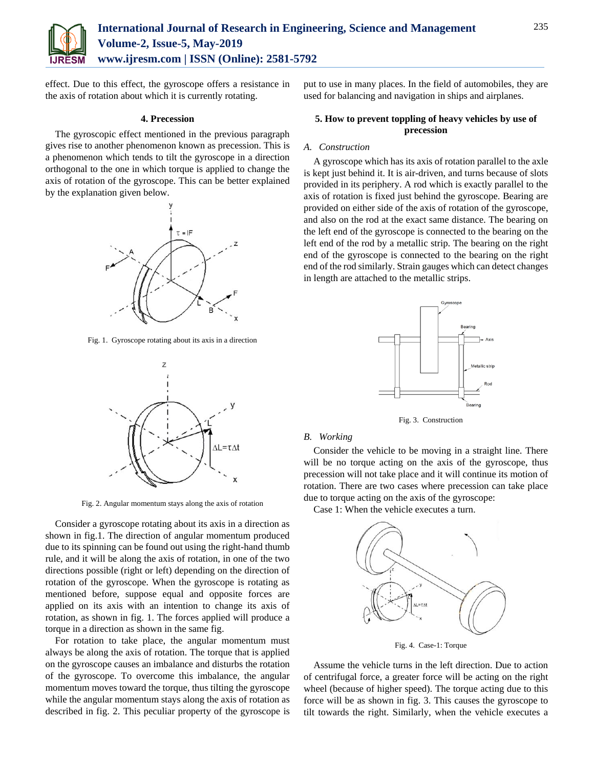effect. Due to this effect, the gyroscope offers a resistance in the axis of rotation about which it is currently rotating.

### 4. Precession

The gyroscopic effect mentioned in the previous paragraph gives rise to another phenomenon known as precession. This is a phenomenon which tends to tilt the gyroscope in a direction orthogonal to the one in which torque is applied to change the axis of rotation of the gyroscope. This can be better explained by the explanation given below.

Fig. 1. Gyroscope rotating about its axis in a direction

Fig. 2. Angular momentum stays along the axis of rotation

Consider a gyroscope rotating about its axis in a direction as shown in fig.1. The direction of angular momentum produced due to its spinning can be found out using the right-hand thumb rule, and it will be along the axis of rotation, in one of the two directions possible (right or left) depending on the direction of rotation of the gyroscope. When the gyroscope is rotating as mentioned before, suppose equal and opposite forces are applied on its axis with an intention to change its axis of rotation, as shown in fig. 1. The forces applied will produce a torque in a direction as shown in the same fig.

For rotation to take place, the angular momentum must always be along the axis of rotation. The torque that is applied on the gyroscope causes an imbalance and disturbs the rotation of the gyroscope. To overcome this imbalance, the angular momentum moves toward the torque, thus tilting the gyroscope while the angular momentum stays along the axis of rotation as described in fig. 2. This peculiar property of the gyroscope is put to use in many places. In the field of automobiles, they are used for balancing and navigation in ships and airplanes.

### 5. How to prevent toppling of heavy vehicles by use of precession

*A. Construction*

A gyroscope which has its axis of rotation parallel to the axle is kept just behind it. It is air-driven, and turns because of slots provided in its periphery. A rod which is exactly parallel to the axis of rotation is fixed just behind the gyroscope. Bearing are provided on either side of the axis of rotation of the gyroscope, and also on the rod at the exact same distance. The bearing on the left end of the gyroscope is connected to the bearing on the left end of the rod by a metallic strip. The bearing on the right end of the gyroscope is connected to the bearing on the right end of the rod similarly. Strain gauges which can detect changes in length are attached to the metallic strips.

Fig. 3. Construction

*B. Working*

Consider the vehicle to be moving in a straight line. There will be no torque acting on the axis of the gyroscope, thus precession will not take place and it will continue its motion of rotation. There are two cases where precession can take place due to torque acting on the axis of the gyroscope:

Case 1: When the vehicle executes a turn.

Fig. 4. Case-1: Torque

Assume the vehicle turns in the left direction. Due to action of centrifugal force, a greater force will be acting on the right wheel (because of higher speed). The torque acting due to this force will be as shown in fig. 3. This causes the gyroscope to tilt towards the right. Similarly, when the vehicle executes a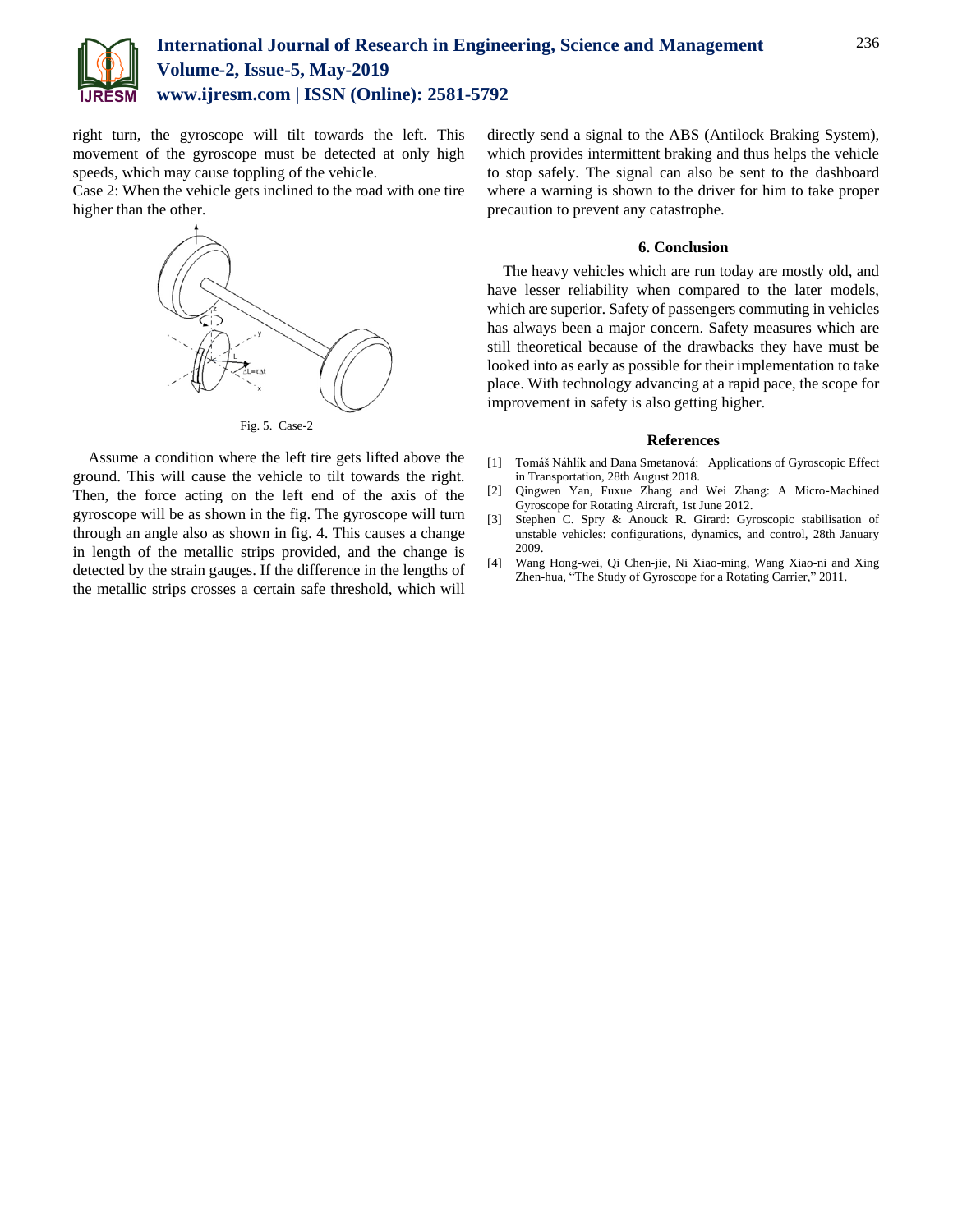right turn, the gyroscope will tilt towards the left. This movement of the gyroscope must be detected at only high speeds, which may cause toppling of the vehicle.

Case 2: When the vehicle gets inclined to the road with one tire higher than the other.

Fig. 5. Case-2

Assume a condition where the left tire gets lifted above the ground. This will cause the vehicle to tilt towards the right. Then, the force acting on the left end of the axis of the gyroscope will be as shown in the fig. The gyroscope will turn through an angle also as shown in fig. 4. This causes a change in length of the metallic strips provided, and the change is detected by the strain gauges. If the difference in the lengths of the metallic strips crosses a certain safe threshold, which will directly send a signal to the ABS (Antilock Braking System), which provides intermittent braking and thus helps the vehicle to stop safely. The signal can also be sent to the dashboard where a warning is shown to the driver for him to take proper precaution to prevent any catastrophe.

## 6. Conclusion

The heavy vehicles which are run today are mostly old, and have lesser reliability when compared to the later models, which are superior. Safety of passengers commuting in vehicles has always been a major concern. Safety measures which are still theoretical because of the drawbacks they have must be looked into as early as possible for their implementation to take place. With technology advancing at a rapid pace, the scope for improvement in safety is also getting higher.

## References

[1] Tomáš Náhlík and Dana Smetanová: Applications of Gyroscopic Effect in Transportation, 28th August 2018.

[2] Qingwen Yan, Fuxue Zhang and Wei Zhang: A Micro-Machined Gyroscope for Rotating Aircraft, 1st June 2012.

[3] Stephen C. Spry & Anouck R. Girard: Gyroscopic stabilisation of unstable vehicles: configurations, dynamics, and control, 28th January 2009.

[4] Wang Hong-wei, Qi Chen-jie, Ni Xiao-ming, Wang Xiao-ni and Xing Zhen-hua, "The Study of Gyroscope for a Rotating Carrier," 2011.